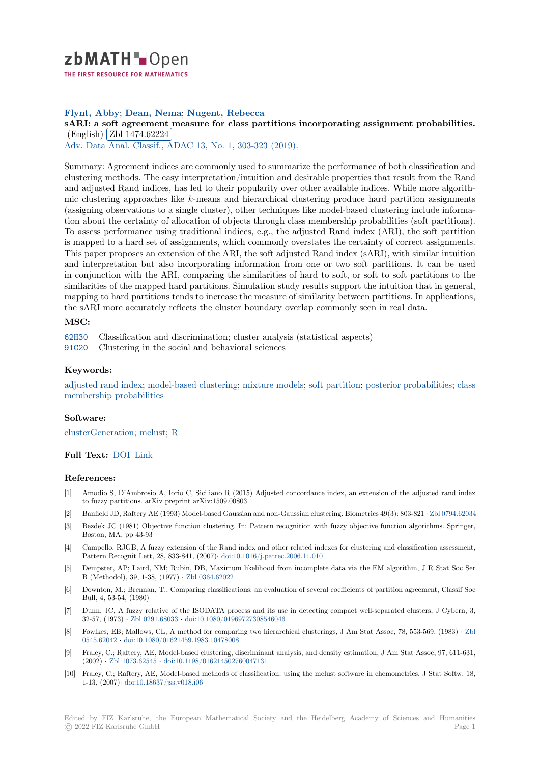# zbMATH Open

THE FIRST RESOURCE FOR MATHEMATICS

**Flynt, Abby; Dean, Nema; Nugent, Rebecca**

**sARI: a soft agreement measure for class partitions incorporating assignment probabilities.** (English) Zbl 1474.62224

Adv. Data Anal. Classif., ADAC 13, No. 1, 303-323 (2019).

Summary: Agreement indices are commonly used to summarize the performance of both classification and clustering methods. The easy interpretation/intuition and desirable properties that result from the Rand and adjusted Rand indices, has led to their popularity over other available indices. While more algorithmic clustering approaches like $k$-means and hierarchical clustering produce hard partition assignments (assigning observations to a single cluster), other techniques like model-based clustering include information about the certainty of allocation of objects through class membership probabilities (soft partitions). To assess performance using traditional indices, e.g., the adjusted Rand index (ARI), the soft partition is mapped to a hard set of assignments, which commonly overstates the certainty of correct assignments. This paper proposes an extension of the ARI, the soft adjusted Rand index (sARI), with similar intuition and interpretation but also incorporating information from one or two soft partitions. It can be used in conjunction with the ARI, comparing the similarities of hard to soft, or soft to soft partitions to the similarities of the mapped hard partitions. Simulation study results support the intuition that in general, mapping to hard partitions tends to increase the measure of similarity between partitions. In applications, the sARI more accurately reflects the cluster boundary overlap commonly seen in real data.

## MSC:

62H30 Classification and discrimination; cluster analysis (statistical aspects)

91C20 Clustering in the social and behavioral sciences

## Keywords:

adjusted rand index; model-based clustering; mixture models; soft partition; posterior probabilities; class membership probabilities

## Software:

clusterGeneration; mclust; R

**Full Text:** DOI Link

## References:

[1] Amodio S, D'Ambrosio A, Iorio C, Siciliano R (2015) Adjusted concordance index, an extension of the adjusted rand index to fuzzy partitions. arXiv preprint arXiv:1509.00803

[2] Banfield JD, Raftery AE (1993) Model-based Gaussian and non-Gaussian clustering. Biometrics 49(3): 803-821 · Zbl 0794.62034

[3] Bezdek JC (1981) Objective function clustering. In: Pattern recognition with fuzzy objective function algorithms. Springer, Boston, MA, pp 43-93

[4] Campello, RJGB, A fuzzy extension of the Rand index and other related indexes for clustering and classification assessment, Pattern Recognit Lett, 28, 833-841, (2007)· doi:10.1016/j.patrec.2006.11.010

[5] Dempster, AP; Laird, NM; Rubin, DB, Maximum likelihood from incomplete data via the EM algorithm, J R Stat Soc Ser B (Methodol), 39, 1-38, (1977) · Zbl 0364.62022

[6] Downton, M.; Brennan, T., Comparing classifications: an evaluation of several coefficients of partition agreement, Classif Soc Bull, 4, 53-54, (1980)

[7] Dunn, JC, A fuzzy relative of the ISODATA process and its use in detecting compact well-separated clusters, J Cybern, 3, 32-57, (1973) · Zbl 0291.68033 · doi:10.1080/01969727308546046

[8] Fowlkes, EB; Mallows, CL, A method for comparing two hierarchical clusterings, J Am Stat Assoc, 78, 553-569, (1983) · Zbl 0545.62042 · doi:10.1080/01621459.1983.10478008

[9] Fraley, C.; Raftery, AE, Model-based clustering, discriminant analysis, and density estimation, J Am Stat Assoc, 97, 611-631, (2002) · Zbl 1073.62545 · doi:10.1198/016214502760047131

[10] Fraley, C.; Raftery, AE, Model-based methods of classification: using the mclust software in chemometrics, J Stat Softw, 18, 1-13, (2007)· doi:10.18637/jss.v018.i06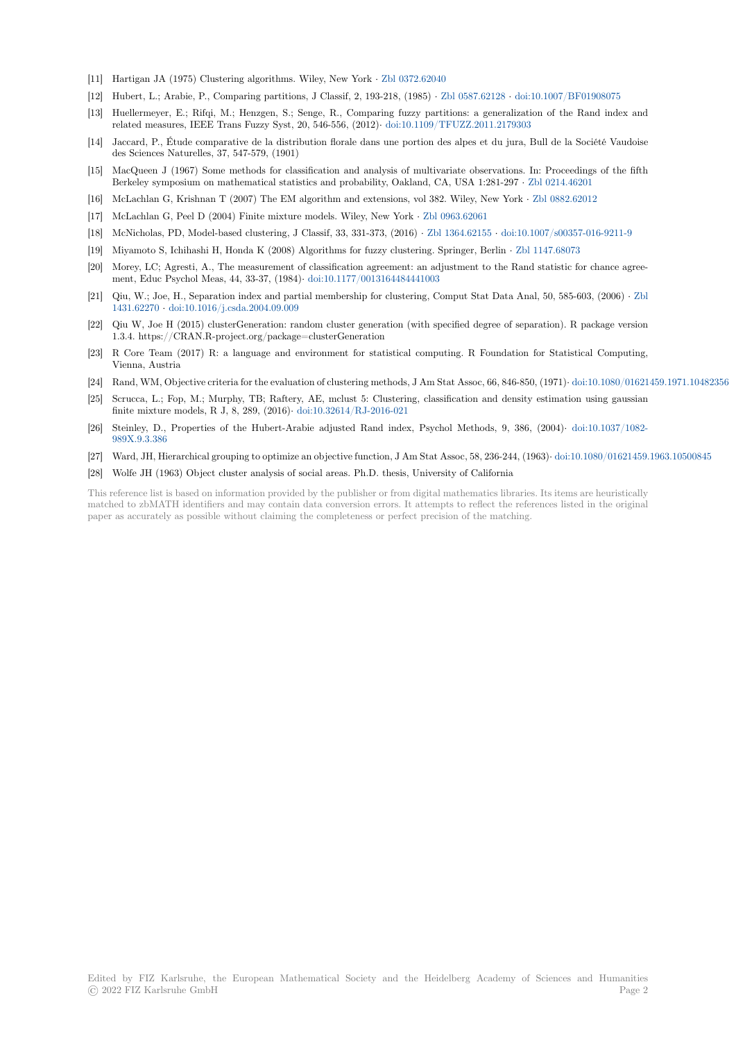[11] Hartigan JA (1975) Clustering algorithms. Wiley, New York · Zbl 0372.62040

[12] Hubert, L.; Arabie, P., Comparing partitions, J Classif, 2, 193-218, (1985) · Zbl 0587.62128 · doi:10.1007/BF01908075

[13] Huellermeyer, E.; Rifqi, M.; Henzgen, S.; Senge, R., Comparing fuzzy partitions: a generalization of the Rand index and related measures, IEEE Trans Fuzzy Syst, 20, 546-556, (2012)· doi:10.1109/TFUZZ.2011.2179303

[14] Jaccard, P., Étude comparative de la distribution florale dans une portion des alpes et du jura, Bull de la Société Vaudoise des Sciences Naturelles, 37, 547-579, (1901)

[15] MacQueen J (1967) Some methods for classification and analysis of multivariate observations. In: Proceedings of the fifth Berkeley symposium on mathematical statistics and probability, Oakland, CA, USA 1:281-297 · Zbl 0214.46201

[16] McLachlan G, Krishnan T (2007) The EM algorithm and extensions, vol 382. Wiley, New York · Zbl 0882.62012

[17] McLachlan G, Peel D (2004) Finite mixture models. Wiley, New York · Zbl 0963.62061

[18] McNicholas, PD, Model-based clustering, J Classif, 33, 331-373, (2016) · Zbl 1364.62155 · doi:10.1007/s00357-016-9211-9

[19] Miyamoto S, Ichihashi H, Honda K (2008) Algorithms for fuzzy clustering. Springer, Berlin · Zbl 1147.68073

[20] Morey, LC; Agresti, A., The measurement of classification agreement: an adjustment to the Rand statistic for chance agreement, Educ Psychol Meas, 44, 33-37, (1984)· doi:10.1177/0013164484441003

[21] Qiu, W.; Joe, H., Separation index and partial membership for clustering, Comput Stat Data Anal, 50, 585-603, (2006) · Zbl 1431.62270 · doi:10.1016/j.csda.2004.09.009

[22] Qiu W, Joe H (2015) clusterGeneration: random cluster generation (with specified degree of separation). R package version 1.3.4. https://CRAN.R-project.org/package=clusterGeneration

[23] R Core Team (2017) R: a language and environment for statistical computing. R Foundation for Statistical Computing, Vienna, Austria

[24] Rand, WM, Objective criteria for the evaluation of clustering methods, J Am Stat Assoc, 66, 846-850, (1971)· doi:10.1080/01621459.1971.10482356

[25] Scrucca, L.; Fop, M.; Murphy, TB; Raftery, AE, mclust 5: Clustering, classification and density estimation using gaussian finite mixture models, R J, 8, 289, (2016)· doi:10.32614/RJ-2016-021

[26] Steinley, D., Properties of the Hubert-Arabie adjusted Rand index, Psychol Methods, 9, 386, (2004)· doi:10.1037/1082-989X.9.3.386

[27] Ward, JH, Hierarchical grouping to optimize an objective function, J Am Stat Assoc, 58, 236-244, (1963)· doi:10.1080/01621459.1963.10500845

[28] Wolfe JH (1963) Object cluster analysis of social areas. Ph.D. thesis, University of California

This reference list is based on information provided by the publisher or from digital mathematics libraries. Its items are heuristically matched to zbMATH identifiers and may contain data conversion errors. It attempts to reflect the references listed in the original paper as accurately as possible without claiming the completeness or perfect precision of the matching.